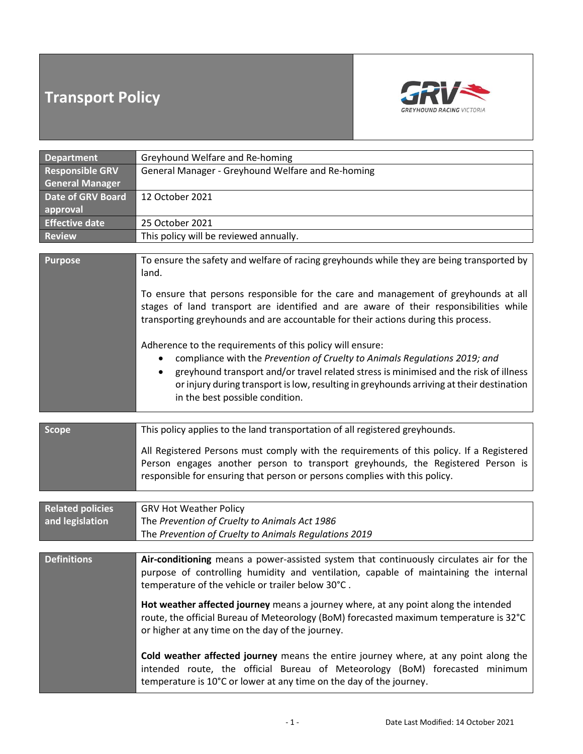# Transport Policy

GREYHOUND RACING VICTORIA

| | |
|---|---|
| **Department** | Greyhound Welfare and Re-homing |
| **Responsible GRV General Manager** | General Manager - Greyhound Welfare and Re-homing |
| **Date of GRV Board approval** | 12 October 2021 |
| **Effective date** | 25 October 2021 |
| **Review** | This policy will be reviewed annually. |

## Purpose

To ensure the safety and welfare of racing greyhounds while they are being transported by land.

To ensure that persons responsible for the care and management of greyhounds at all stages of land transport are identified and are aware of their responsibilities while transporting greyhounds and are accountable for their actions during this process.

Adherence to the requirements of this policy will ensure:

- compliance with the *Prevention of Cruelty to Animals Regulations 2019; and*
- greyhound transport and/or travel related stress is minimised and the risk of illness or injury during transport is low, resulting in greyhounds arriving at their destination in the best possible condition.

## Scope

This policy applies to the land transportation of all registered greyhounds.

All Registered Persons must comply with the requirements of this policy. If a Registered Person engages another person to transport greyhounds, the Registered Person is responsible for ensuring that person or persons complies with this policy.

## Related policies and legislation

GRV Hot Weather Policy
The *Prevention of Cruelty to Animals Act 1986*
The *Prevention of Cruelty to Animals Regulations 2019*

## Definitions

**Air-conditioning** means a power-assisted system that continuously circulates air for the purpose of controlling humidity and ventilation, capable of maintaining the internal temperature of the vehicle or trailer below 30°C .

**Hot weather affected journey** means a journey where, at any point along the intended route, the official Bureau of Meteorology (BoM) forecasted maximum temperature is 32°C or higher at any time on the day of the journey.

**Cold weather affected journey** means the entire journey where, at any point along the intended route, the official Bureau of Meteorology (BoM) forecasted minimum temperature is 10°C or lower at any time on the day of the journey.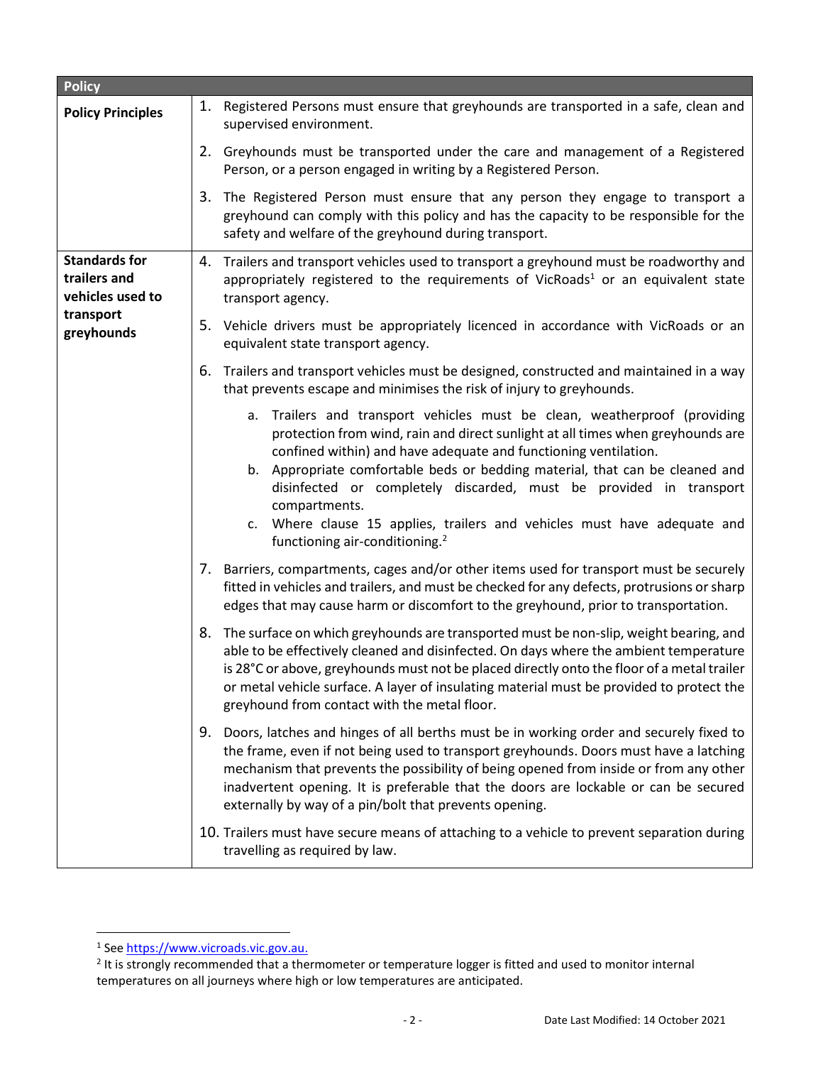| Policy | |
|---|---|
| **Policy Principles** | 1. Registered Persons must ensure that greyhounds are transported in a safe, clean and supervised environment.<br><br>2. Greyhounds must be transported under the care and management of a Registered Person, or a person engaged in writing by a Registered Person.<br><br>3. The Registered Person must ensure that any person they engage to transport a greyhound can comply with this policy and has the capacity to be responsible for the safety and welfare of the greyhound during transport. |
| **Standards for trailers and vehicles used to transport greyhounds** | 4. Trailers and transport vehicles used to transport a greyhound must be roadworthy and appropriately registered to the requirements of VicRoads[1] or an equivalent state transport agency.<br><br>5. Vehicle drivers must be appropriately licenced in accordance with VicRoads or an equivalent state transport agency.<br><br>6. Trailers and transport vehicles must be designed, constructed and maintained in a way that prevents escape and minimises the risk of injury to greyhounds.<br>a. Trailers and transport vehicles must be clean, weatherproof (providing protection from wind, rain and direct sunlight at all times when greyhounds are confined within) and have adequate and functioning ventilation.<br>b. Appropriate comfortable beds or bedding material, that can be cleaned and disinfected or completely discarded, must be provided in transport compartments.<br>c. Where clause 15 applies, trailers and vehicles must have adequate and functioning air-conditioning.[2]<br><br>7. Barriers, compartments, cages and/or other items used for transport must be securely fitted in vehicles and trailers, and must be checked for any defects, protrusions or sharp edges that may cause harm or discomfort to the greyhound, prior to transportation.<br><br>8. The surface on which greyhounds are transported must be non-slip, weight bearing, and able to be effectively cleaned and disinfected. On days where the ambient temperature is 28°C or above, greyhounds must not be placed directly onto the floor of a metal trailer or metal vehicle surface. A layer of insulating material must be provided to protect the greyhound from contact with the metal floor.<br><br>9. Doors, latches and hinges of all berths must be in working order and securely fixed to the frame, even if not being used to transport greyhounds. Doors must have a latching mechanism that prevents the possibility of being opened from inside or from any other inadvertent opening. It is preferable that the doors are lockable or can be secured externally by way of a pin/bolt that prevents opening.<br><br>10. Trailers must have secure means of attaching to a vehicle to prevent separation during travelling as required by law. |

[1] See https://www.vicroads.vic.gov.au.

[2] It is strongly recommended that a thermometer or temperature logger is fitted and used to monitor internal temperatures on all journeys where high or low temperatures are anticipated.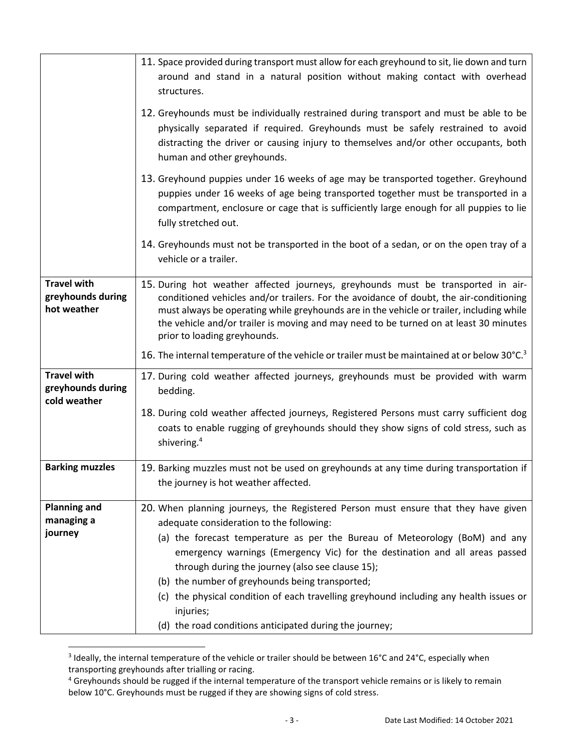| | |
|---|---|
| | 11. Space provided during transport must allow for each greyhound to sit, lie down and turn around and stand in a natural position without making contact with overhead structures.<br><br>12. Greyhounds must be individually restrained during transport and must be able to be physically separated if required. Greyhounds must be safely restrained to avoid distracting the driver or causing injury to themselves and/or other occupants, both human and other greyhounds.<br><br>13. Greyhound puppies under 16 weeks of age may be transported together. Greyhound puppies under 16 weeks of age being transported together must be transported in a compartment, enclosure or cage that is sufficiently large enough for all puppies to lie fully stretched out.<br><br>14. Greyhounds must not be transported in the boot of a sedan, or on the open tray of a vehicle or a trailer. |
| **Travel with greyhounds during hot weather** | 15. During hot weather affected journeys, greyhounds must be transported in air-conditioned vehicles and/or trailers. For the avoidance of doubt, the air-conditioning must always be operating while greyhounds are in the vehicle or trailer, including while the vehicle and/or trailer is moving and may need to be turned on at least 30 minutes prior to loading greyhounds.<br><br>16. The internal temperature of the vehicle or trailer must be maintained at or below 30°C.[3] |
| **Travel with greyhounds during cold weather** | 17. During cold weather affected journeys, greyhounds must be provided with warm bedding.<br><br>18. During cold weather affected journeys, Registered Persons must carry sufficient dog coats to enable rugging of greyhounds should they show signs of cold stress, such as shivering.[4] |
| **Barking muzzles** | 19. Barking muzzles must not be used on greyhounds at any time during transportation if the journey is hot weather affected. |
| **Planning and managing a journey** | 20. When planning journeys, the Registered Person must ensure that they have given adequate consideration to the following:<br>(a) the forecast temperature as per the Bureau of Meteorology (BoM) and any emergency warnings (Emergency Vic) for the destination and all areas passed through during the journey (also see clause 15);<br>(b) the number of greyhounds being transported;<br>(c) the physical condition of each travelling greyhound including any health issues or injuries;<br>(d) the road conditions anticipated during the journey; |

[3] Ideally, the internal temperature of the vehicle or trailer should be between 16°C and 24°C, especially when transporting greyhounds after trialling or racing.

[4] Greyhounds should be rugged if the internal temperature of the transport vehicle remains or is likely to remain below 10°C. Greyhounds must be rugged if they are showing signs of cold stress.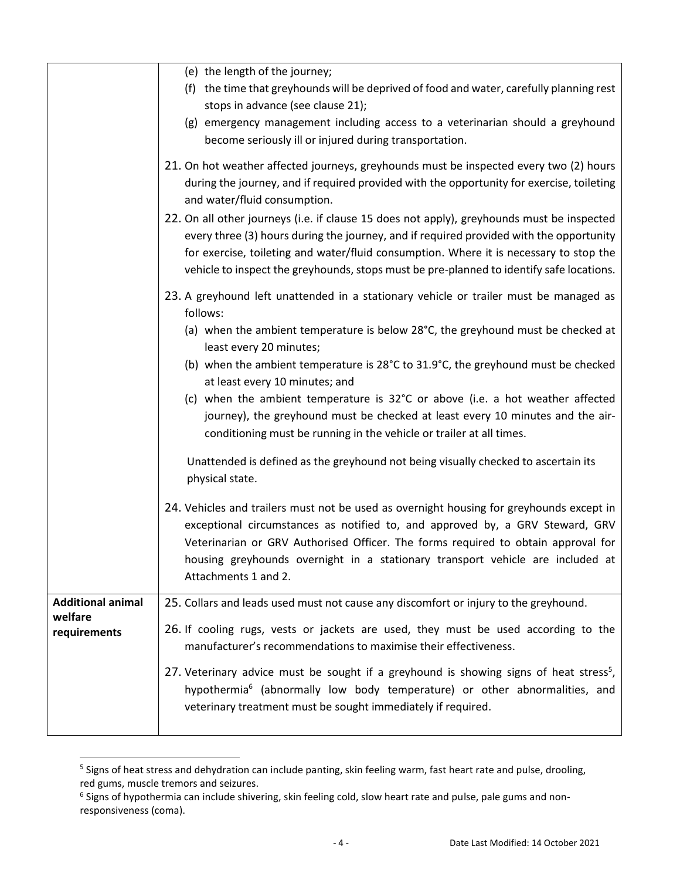| | |
|---|---|
| | (e) the length of the journey;<br>(f) the time that greyhounds will be deprived of food and water, carefully planning rest stops in advance (see clause 21);<br>(g) emergency management including access to a veterinarian should a greyhound become seriously ill or injured during transportation.<br><br>21. On hot weather affected journeys, greyhounds must be inspected every two (2) hours during the journey, and if required provided with the opportunity for exercise, toileting and water/fluid consumption.<br><br>22. On all other journeys (i.e. if clause 15 does not apply), greyhounds must be inspected every three (3) hours during the journey, and if required provided with the opportunity for exercise, toileting and water/fluid consumption. Where it is necessary to stop the vehicle to inspect the greyhounds, stops must be pre-planned to identify safe locations.<br><br>23. A greyhound left unattended in a stationary vehicle or trailer must be managed as follows:<br>(a) when the ambient temperature is below 28°C, the greyhound must be checked at least every 20 minutes;<br>(b) when the ambient temperature is 28°C to 31.9°C, the greyhound must be checked at least every 10 minutes; and<br>(c) when the ambient temperature is 32°C or above (i.e. a hot weather affected journey), the greyhound must be checked at least every 10 minutes and the air-conditioning must be running in the vehicle or trailer at all times.<br><br>Unattended is defined as the greyhound not being visually checked to ascertain its physical state.<br><br>24. Vehicles and trailers must not be used as overnight housing for greyhounds except in exceptional circumstances as notified to, and approved by, a GRV Steward, GRV Veterinarian or GRV Authorised Officer. The forms required to obtain approval for housing greyhounds overnight in a stationary transport vehicle are included at Attachments 1 and 2. |
| **Additional animal welfare requirements** | 25. Collars and leads used must not cause any discomfort or injury to the greyhound.<br><br>26. If cooling rugs, vests or jackets are used, they must be used according to the manufacturer's recommendations to maximise their effectiveness.<br><br>27. Veterinary advice must be sought if a greyhound is showing signs of heat stress[5], hypothermia[6] (abnormally low body temperature) or other abnormalities, and veterinary treatment must be sought immediately if required. |

[5] Signs of heat stress and dehydration can include panting, skin feeling warm, fast heart rate and pulse, drooling, red gums, muscle tremors and seizures.

[6] Signs of hypothermia can include shivering, skin feeling cold, slow heart rate and pulse, pale gums and non-responsiveness (coma).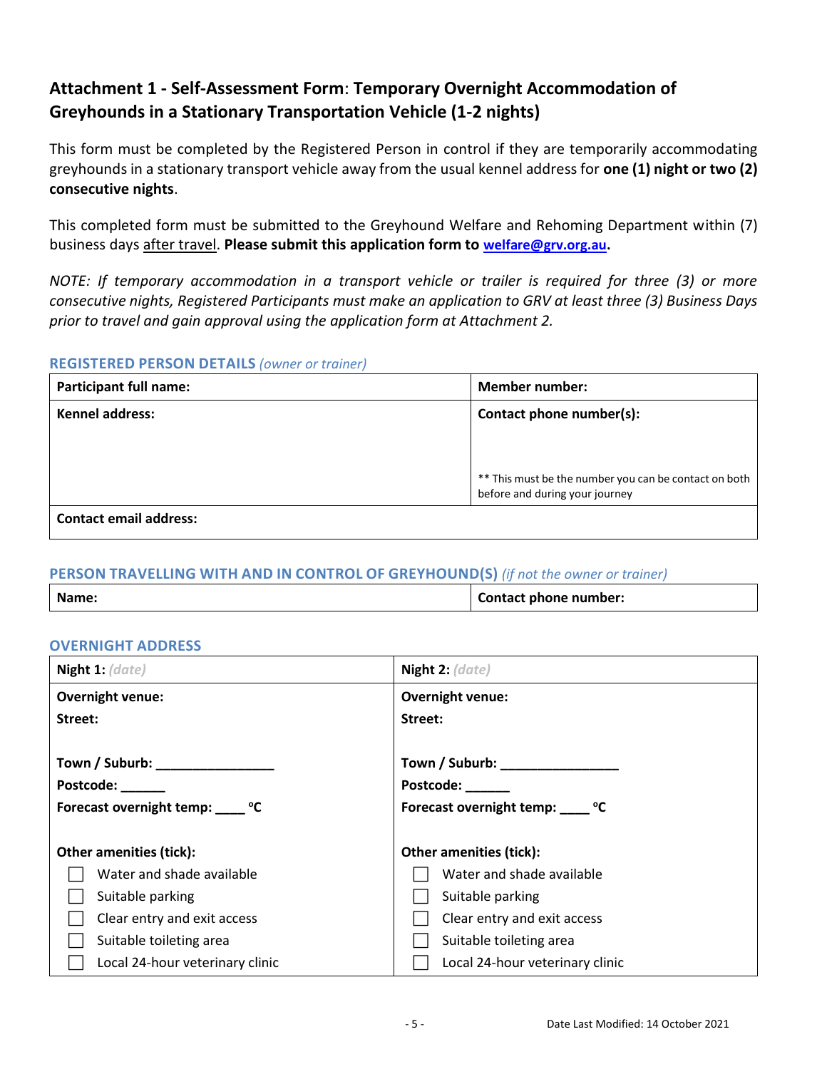## Attachment 1 - Self-Assessment Form: Temporary Overnight Accommodation of Greyhounds in a Stationary Transportation Vehicle (1-2 nights)

This form must be completed by the Registered Person in control if they are temporarily accommodating greyhounds in a stationary transport vehicle away from the usual kennel address for **one (1) night or two (2) consecutive nights**.

This completed form must be submitted to the Greyhound Welfare and Rehoming Department within (7) business days after travel. **Please submit this application form to [welfare@grv.org.au](mailto:welfare@grv.org.au).**

*NOTE: If temporary accommodation in a transport vehicle or trailer is required for three (3) or more consecutive nights, Registered Participants must make an application to GRV at least three (3) Business Days prior to travel and gain approval using the application form at Attachment 2.*

### REGISTERED PERSON DETAILS *(owner or trainer)*

| **Participant full name:** | **Member number:** |
|---|---|
| **Kennel address:** | **Contact phone number(s):**<br><br>** This must be the number you can be contact on both before and during your journey |
| **Contact email address:** | |

### PERSON TRAVELLING WITH AND IN CONTROL OF GREYHOUND(S) *(if not the owner or trainer)*

| **Name:** | **Contact phone number:** |
|---|---|

### OVERNIGHT ADDRESS

| **Night 1:** *(date)* | **Night 2:** *(date)* |
|---|---|
| **Overnight venue:**<br>**Street:**<br><br>**Town / Suburb:** _______________<br>**Postcode:** ______<br>**Forecast overnight temp:** ____ °C<br><br>**Other amenities (tick):**<br>☐ Water and shade available<br>☐ Suitable parking<br>☐ Clear entry and exit access<br>☐ Suitable toileting area<br>☐ Local 24-hour veterinary clinic | **Overnight venue:**<br>**Street:**<br><br>**Town / Suburb:** _______________<br>**Postcode:** ______<br>**Forecast overnight temp:** ____ °C<br><br>**Other amenities (tick):**<br>☐ Water and shade available<br>☐ Suitable parking<br>☐ Clear entry and exit access<br>☐ Suitable toileting area<br>☐ Local 24-hour veterinary clinic |

Date Last Modified: 14 October 2021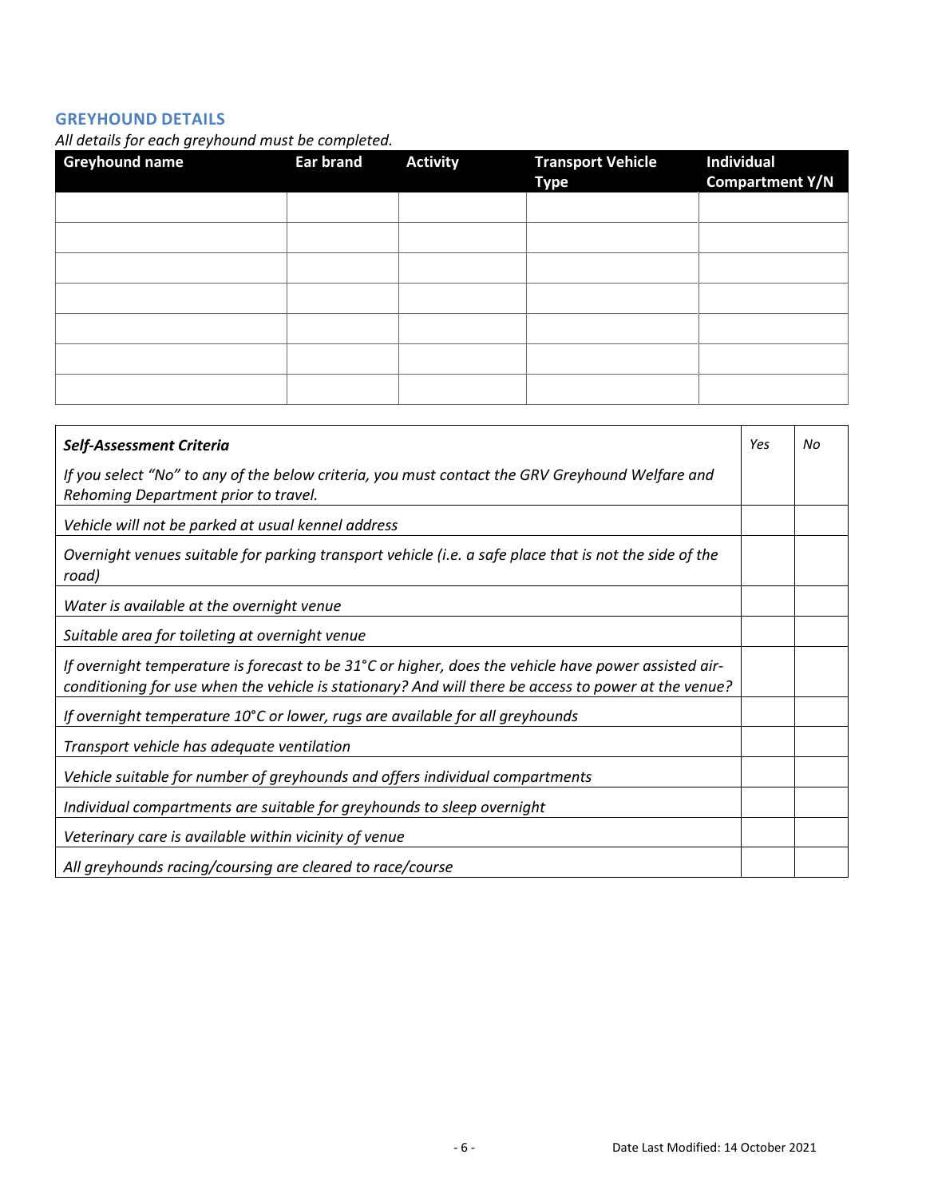## GREYHOUND DETAILS

*All details for each greyhound must be completed.*

| Greyhound name | Ear brand | Activity | Transport Vehicle Type | Individual Compartment Y/N |
|---|---|---|---|---|
| | | | | |
| | | | | |
| | | | | |
| | | | | |
| | | | | |
| | | | | |
| | | | | |

| ***Self-Assessment Criteria*** <br> *If you select "No" to any of the below criteria, you must contact the GRV Greyhound Welfare and Rehoming Department prior to travel.* | *Yes* | *No* |
|---|---|---|
| *Vehicle will not be parked at usual kennel address* | | |
| *Overnight venues suitable for parking transport vehicle (i.e. a safe place that is not the side of the road)* | | |
| *Water is available at the overnight venue* | | |
| *Suitable area for toileting at overnight venue* | | |
| *If overnight temperature is forecast to be 31°C or higher, does the vehicle have power assisted air-conditioning for use when the vehicle is stationary? And will there be access to power at the venue?* | | |
| *If overnight temperature 10°C or lower, rugs are available for all greyhounds* | | |
| *Transport vehicle has adequate ventilation* | | |
| *Vehicle suitable for number of greyhounds and offers individual compartments* | | |
| *Individual compartments are suitable for greyhounds to sleep overnight* | | |
| *Veterinary care is available within vicinity of venue* | | |
| *All greyhounds racing/coursing are cleared to race/course* | | |

Date Last Modified: 14 October 2021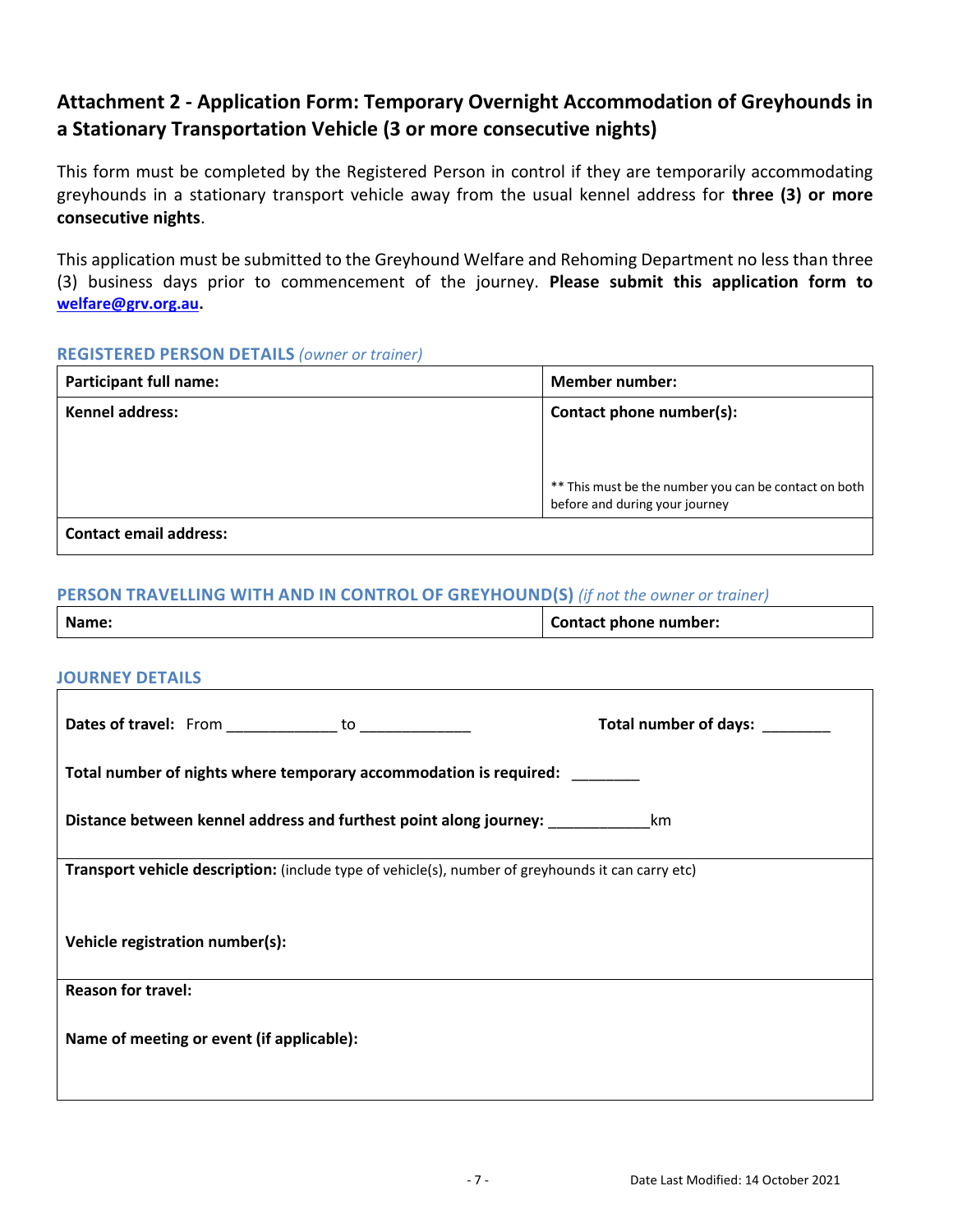## Attachment 2 - Application Form: Temporary Overnight Accommodation of Greyhounds in a Stationary Transportation Vehicle (3 or more consecutive nights)

This form must be completed by the Registered Person in control if they are temporarily accommodating greyhounds in a stationary transport vehicle away from the usual kennel address for **three (3) or more consecutive nights**.

This application must be submitted to the Greyhound Welfare and Rehoming Department no less than three (3) business days prior to commencement of the journey. **Please submit this application form to [welfare@grv.org.au](mailto:welfare@grv.org.au).**

### REGISTERED PERSON DETAILS *(owner or trainer)*

| **Participant full name:** | **Member number:** |
|---|---|
| **Kennel address:** | **Contact phone number(s):**<br><br>** This must be the number you can be contact on both before and during your journey |
| **Contact email address:** | |

### PERSON TRAVELLING WITH AND IN CONTROL OF GREYHOUND(S) *(if not the owner or trainer)*

| **Name:** | **Contact phone number:** |
|---|---|

### JOURNEY DETAILS

| |
|---|
| **Dates of travel:** From _____________ to _____________ **Total number of days:** ________<br><br>**Total number of nights where temporary accommodation is required:** ________<br><br>**Distance between kennel address and furthest point along journey:** ____________km |
| **Transport vehicle description:** (include type of vehicle(s), number of greyhounds it can carry etc)<br><br>**Vehicle registration number(s):** |
| **Reason for travel:**<br><br>**Name of meeting or event (if applicable):** |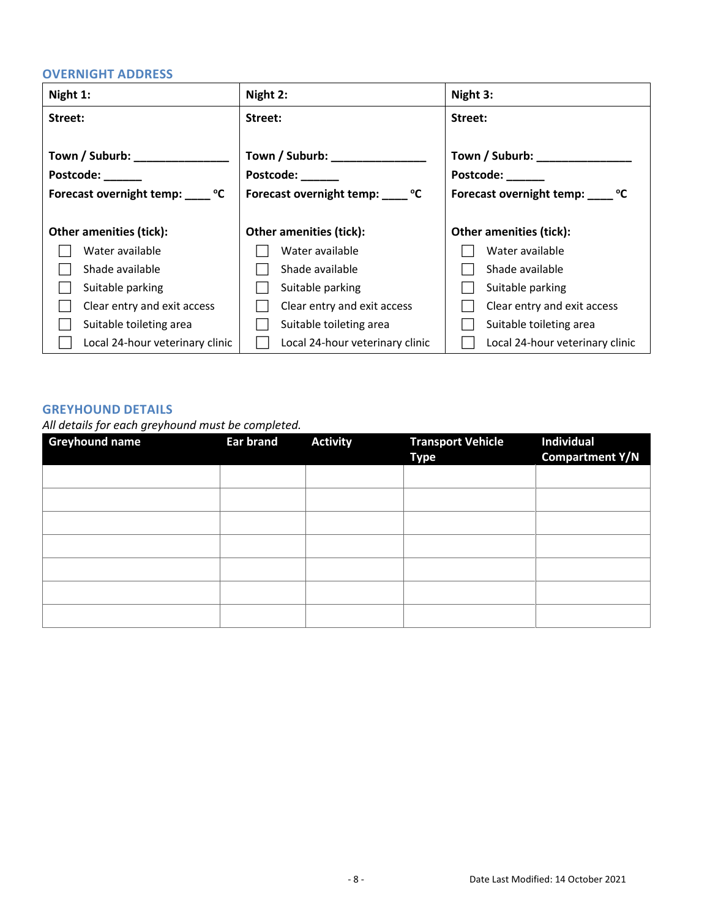## OVERNIGHT ADDRESS

| Night 1: | Night 2: | Night 3: |
|---|---|---|
| **Street:**<br><br>**Town / Suburb:** _______________<br>**Postcode:** ______<br>**Forecast overnight temp:** ____ °C<br><br>**Other amenities (tick):**<br>☐ Water available<br>☐ Shade available<br>☐ Suitable parking<br>☐ Clear entry and exit access<br>☐ Suitable toileting area<br>☐ Local 24-hour veterinary clinic | **Street:**<br><br>**Town / Suburb:** _______________<br>**Postcode:** ______<br>**Forecast overnight temp:** ____ °C<br><br>**Other amenities (tick):**<br>☐ Water available<br>☐ Shade available<br>☐ Suitable parking<br>☐ Clear entry and exit access<br>☐ Suitable toileting area<br>☐ Local 24-hour veterinary clinic | **Street:**<br><br>**Town / Suburb:** _______________<br>**Postcode:** ______<br>**Forecast overnight temp:** ____ °C<br><br>**Other amenities (tick):**<br>☐ Water available<br>☐ Shade available<br>☐ Suitable parking<br>☐ Clear entry and exit access<br>☐ Suitable toileting area<br>☐ Local 24-hour veterinary clinic |

## GREYHOUND DETAILS

*All details for each greyhound must be completed.*

| Greyhound name | Ear brand | Activity | Transport Vehicle Type | Individual Compartment Y/N |
|---|---|---|---|---|
| | | | | |
| | | | | |
| | | | | |
| | | | | |
| | | | | |
| | | | | |
| | | | | |

Date Last Modified: 14 October 2021